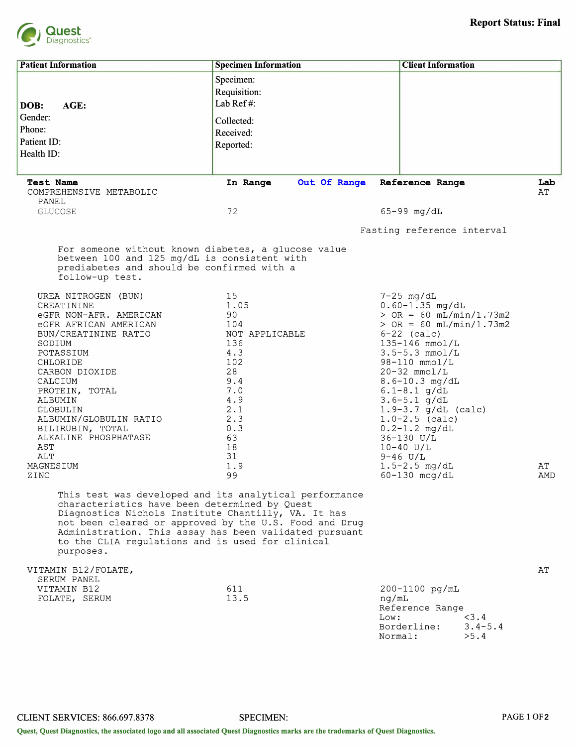Quest Diagnostics

**Report Status: Final**

| Patient Information | Specimen Information | Client Information |
|---|---|---|
| **DOB:** **AGE:** | Specimen: | |
| Gender: | Requisition: | |
| Phone: | Lab Ref #: | |
| Patient ID: | Collected: | |
| Health ID: | Received: | |
| | Reported: | |

| Test Name | In Range | Out Of Range | Reference Range | Lab |
|---|---|---|---|---|
| COMPREHENSIVE METABOLIC PANEL | | | | AT |
| GLUCOSE | 72 | | 65-99 mg/dL | |
| | | | Fasting reference interval | |

For someone without known diabetes, a glucose value between 100 and 125 mg/dL is consistent with prediabetes and should be confirmed with a follow-up test.

| Test Name | In Range | Out Of Range | Reference Range | Lab |
|---|---|---|---|---|
| UREA NITROGEN (BUN) | 15 | | 7-25 mg/dL | |
| CREATININE | 1.05 | | 0.60-1.35 mg/dL | |
| eGFR NON-AFR. AMERICAN | 90 | | > OR = 60 mL/min/1.73m2 | |
| eGFR AFRICAN AMERICAN | 104 | | > OR = 60 mL/min/1.73m2 | |
| BUN/CREATININE RATIO | NOT APPLICABLE | | 6-22 (calc) | |
| SODIUM | 136 | | 135-146 mmol/L | |
| POTASSIUM | 4.3 | | 3.5-5.3 mmol/L | |
| CHLORIDE | 102 | | 98-110 mmol/L | |
| CARBON DIOXIDE | 28 | | 20-32 mmol/L | |
| CALCIUM | 9.4 | | 8.6-10.3 mg/dL | |
| PROTEIN, TOTAL | 7.0 | | 6.1-8.1 g/dL | |
| ALBUMIN | 4.9 | | 3.6-5.1 g/dL | |
| GLOBULIN | 2.1 | | 1.9-3.7 g/dL (calc) | |
| ALBUMIN/GLOBULIN RATIO | 2.3 | | 1.0-2.5 (calc) | |
| BILIRUBIN, TOTAL | 0.3 | | 0.2-1.2 mg/dL | |
| ALKALINE PHOSPHATASE | 63 | | 36-130 U/L | |
| AST | 18 | | 10-40 U/L | |
| ALT | 31 | | 9-46 U/L | |
| MAGNESIUM | 1.9 | | 1.5-2.5 mg/dL | AT |
| ZINC | 99 | | 60-130 mcg/dL | AMD |

This test was developed and its analytical performance characteristics have been determined by Quest Diagnostics Nichols Institute Chantilly, VA. It has not been cleared or approved by the U.S. Food and Drug Administration. This assay has been validated pursuant to the CLIA regulations and is used for clinical purposes.

| Test Name | In Range | Out Of Range | Reference Range | Lab |
|---|---|---|---|---|
| VITAMIN B12/FOLATE, SERUM PANEL | | | | AT |
| VITAMIN B12 | 611 | | 200-1100 pg/mL | |
| FOLATE, SERUM | 13.5 | | ng/mL<br>Reference Range<br>Low: <3.4<br>Borderline: 3.4-5.4<br>Normal: >5.4 | |

CLIENT SERVICES: 866.697.8378 SPECIMEN:

Quest, Quest Diagnostics, the associated logo and all associated Quest Diagnostics marks are the trademarks of Quest Diagnostics.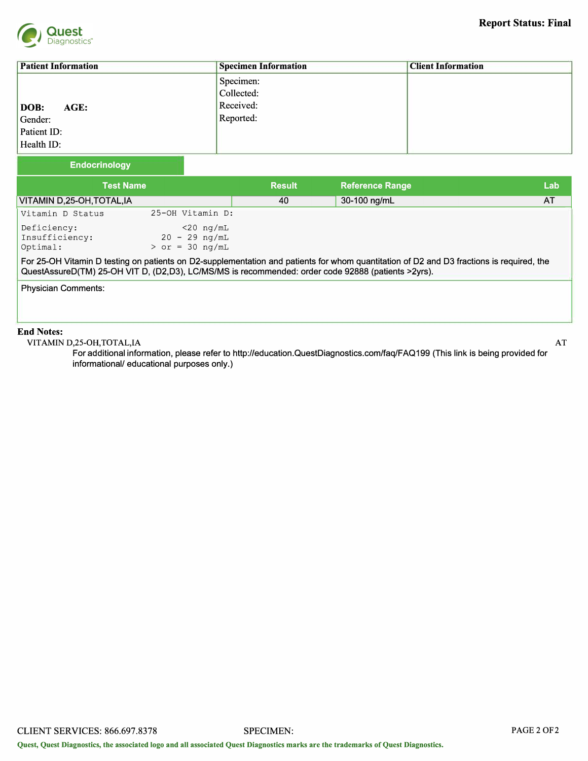**Report Status: Final**

| Patient Information | Specimen Information | Client Information |
|---|---|---|
| **DOB:** **AGE:**<br>Gender:<br>Patient ID:<br>Health ID: | Specimen:<br>Collected:<br>Received:<br>Reported: | |

## Endocrinology

| Test Name | Result | Reference Range | Lab |
|---|---|---|---|
| VITAMIN D,25-OH,TOTAL,IA | 40 | 30-100 ng/mL | AT |

```
Vitamin D Status        25-OH Vitamin D:

Deficiency:                   <20 ng/mL
Insufficiency:            20 - 29 ng/mL
Optimal:                > or = 30 ng/mL
```

For 25-OH Vitamin D testing on patients on D2-supplementation and patients for whom quantitation of D2 and D3 fractions is required, the QuestAssureD(TM) 25-OH VIT D, (D2,D3), LC/MS/MS is recommended: order code 92888 (patients >2yrs).

Physician Comments:

**End Notes:**

VITAMIN D,25-OH,TOTAL,IA — AT

For additional information, please refer to http://education.QuestDiagnostics.com/faq/FAQ199 (This link is being provided for informational/ educational purposes only.)

CLIENT SERVICES: 866.697.8378 SPECIMEN:

Quest, Quest Diagnostics, the associated logo and all associated Quest Diagnostics marks are the trademarks of Quest Diagnostics.